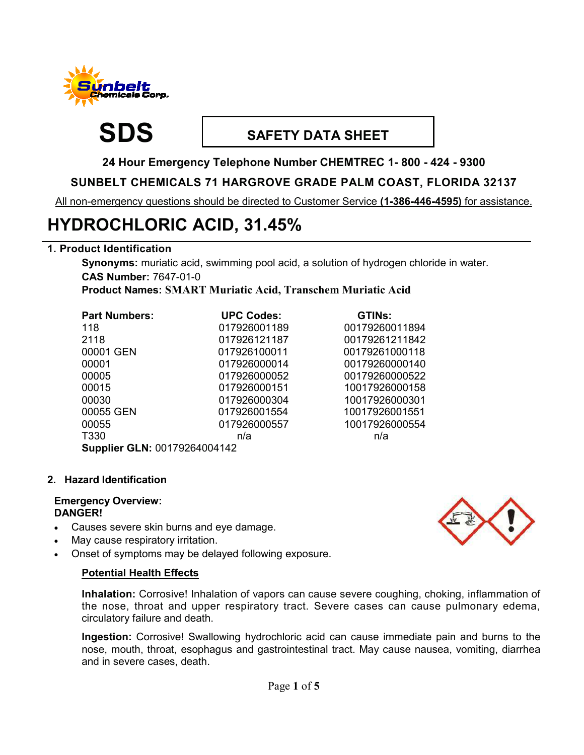# SDS

## SAFETY DATA SHEET

**24 Hour Emergency Telephone Number CHEMTREC 1- 800 - 424 - 9300**

**SUNBELT CHEMICALS 71 HARGROVE GRADE PALM COAST, FLORIDA 32137**

All non-emergency questions should be directed to Customer Service **(1-386-446-4595)** for assistance.

# HYDROCHLORIC ACID, 31.45%

## 1. Product Identification

**Synonyms:** muriatic acid, swimming pool acid, a solution of hydrogen chloride in water.

**CAS Number:** 7647-01-0

**Product Names: SMART Muriatic Acid, Transchem Muriatic Acid**

| Part Numbers: | UPC Codes: | GTINs: |
|---|---|---|
| 118 | 017926001189 | 00179260011894 |
| 2118 | 017926121187 | 00179261211842 |
| 00001 GEN | 017926100011 | 00179261000118 |
| 00001 | 017926000014 | 00179260000140 |
| 00005 | 017926000052 | 00179260000522 |
| 00015 | 017926000151 | 10017926000158 |
| 00030 | 017926000304 | 10017926000301 |
| 00055 GEN | 017926001554 | 10017926001551 |
| 00055 | 017926000557 | 10017926000554 |
| T330 | n/a | n/a |

**Supplier GLN:** 00179264004142

## 2. Hazard Identification

**Emergency Overview:**
**DANGER!**

- Causes severe skin burns and eye damage.
- May cause respiratory irritation.
- Onset of symptoms may be delayed following exposure.

### Potential Health Effects

**Inhalation:** Corrosive! Inhalation of vapors can cause severe coughing, choking, inflammation of the nose, throat and upper respiratory tract. Severe cases can cause pulmonary edema, circulatory failure and death.

**Ingestion:** Corrosive! Swallowing hydrochloric acid can cause immediate pain and burns to the nose, mouth, throat, esophagus and gastrointestinal tract. May cause nausea, vomiting, diarrhea and in severe cases, death.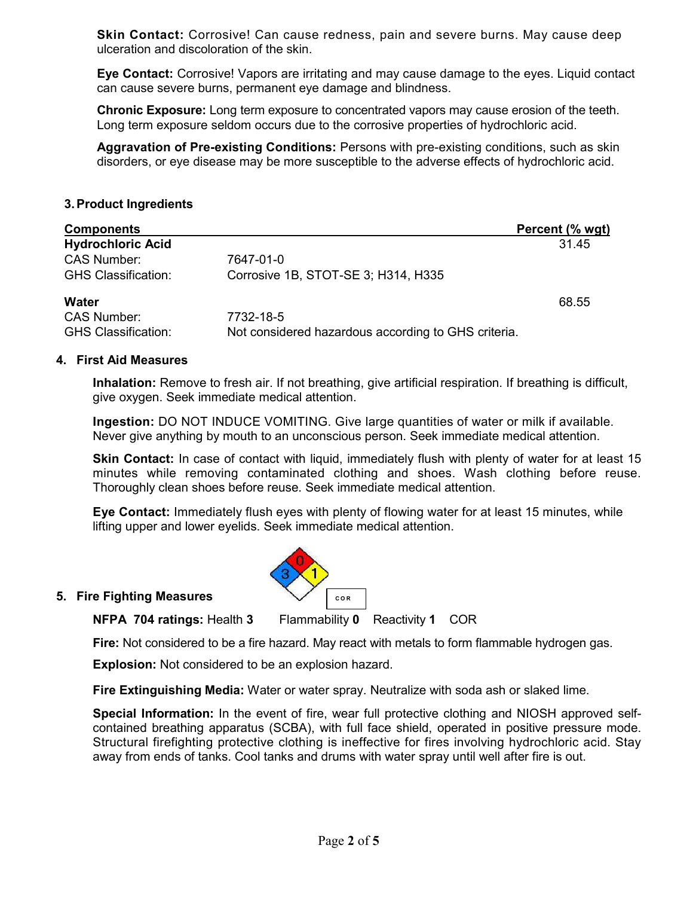**Skin Contact:** Corrosive! Can cause redness, pain and severe burns. May cause deep ulceration and discoloration of the skin.

**Eye Contact:** Corrosive! Vapors are irritating and may cause damage to the eyes. Liquid contact can cause severe burns, permanent eye damage and blindness.

**Chronic Exposure:** Long term exposure to concentrated vapors may cause erosion of the teeth. Long term exposure seldom occurs due to the corrosive properties of hydrochloric acid.

**Aggravation of Pre-existing Conditions:** Persons with pre-existing conditions, such as skin disorders, or eye disease may be more susceptible to the adverse effects of hydrochloric acid.

## 3. Product Ingredients

| Components | | Percent (% wgt) |
|---|---|---|
| **Hydrochloric Acid** | | 31.45 |
| CAS Number: | 7647-01-0 | |
| GHS Classification: | Corrosive 1B, STOT-SE 3; H314, H335 | |
| **Water** | | 68.55 |
| CAS Number: | 7732-18-5 | |
| GHS Classification: | Not considered hazardous according to GHS criteria. | |

## 4. First Aid Measures

**Inhalation:** Remove to fresh air. If not breathing, give artificial respiration. If breathing is difficult, give oxygen. Seek immediate medical attention.

**Ingestion:** DO NOT INDUCE VOMITING. Give large quantities of water or milk if available. Never give anything by mouth to an unconscious person. Seek immediate medical attention.

**Skin Contact:** In case of contact with liquid, immediately flush with plenty of water for at least 15 minutes while removing contaminated clothing and shoes. Wash clothing before reuse. Thoroughly clean shoes before reuse. Seek immediate medical attention.

**Eye Contact:** Immediately flush eyes with plenty of flowing water for at least 15 minutes, while lifting upper and lower eyelids. Seek immediate medical attention.

## 5. Fire Fighting Measures

**NFPA 704 ratings:** Health **3** Flammability **0** Reactivity **1** COR

**Fire:** Not considered to be a fire hazard. May react with metals to form flammable hydrogen gas.

**Explosion:** Not considered to be an explosion hazard.

**Fire Extinguishing Media:** Water or water spray. Neutralize with soda ash or slaked lime.

**Special Information:** In the event of fire, wear full protective clothing and NIOSH approved self-contained breathing apparatus (SCBA), with full face shield, operated in positive pressure mode. Structural firefighting protective clothing is ineffective for fires involving hydrochloric acid. Stay away from ends of tanks. Cool tanks and drums with water spray until well after fire is out.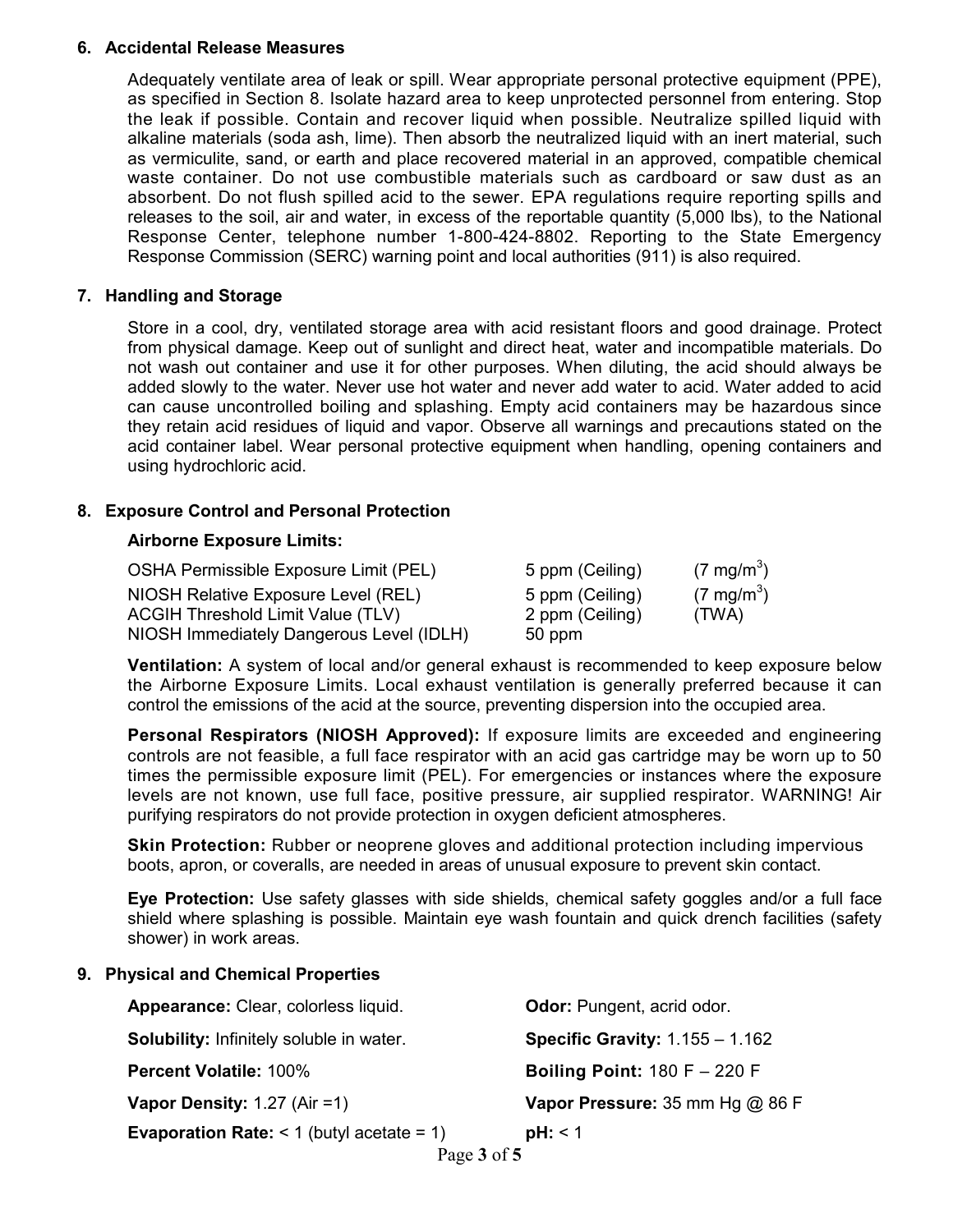## 6. Accidental Release Measures

Adequately ventilate area of leak or spill. Wear appropriate personal protective equipment (PPE), as specified in Section 8. Isolate hazard area to keep unprotected personnel from entering. Stop the leak if possible. Contain and recover liquid when possible. Neutralize spilled liquid with alkaline materials (soda ash, lime). Then absorb the neutralized liquid with an inert material, such as vermiculite, sand, or earth and place recovered material in an approved, compatible chemical waste container. Do not use combustible materials such as cardboard or saw dust as an absorbent. Do not flush spilled acid to the sewer. EPA regulations require reporting spills and releases to the soil, air and water, in excess of the reportable quantity (5,000 lbs), to the National Response Center, telephone number 1-800-424-8802. Reporting to the State Emergency Response Commission (SERC) warning point and local authorities (911) is also required.

## 7. Handling and Storage

Store in a cool, dry, ventilated storage area with acid resistant floors and good drainage. Protect from physical damage. Keep out of sunlight and direct heat, water and incompatible materials. Do not wash out container and use it for other purposes. When diluting, the acid should always be added slowly to the water. Never use hot water and never add water to acid. Water added to acid can cause uncontrolled boiling and splashing. Empty acid containers may be hazardous since they retain acid residues of liquid and vapor. Observe all warnings and precautions stated on the acid container label. Wear personal protective equipment when handling, opening containers and using hydrochloric acid.

## 8. Exposure Control and Personal Protection

**Airborne Exposure Limits:**

| | | |
|---|---|---|
| OSHA Permissible Exposure Limit (PEL) | 5 ppm (Ceiling) | (7 $mg/m^3$) |
| NIOSH Relative Exposure Level (REL) | 5 ppm (Ceiling) | (7 $mg/m^3$) |
| ACGIH Threshold Limit Value (TLV) | 2 ppm (Ceiling) | (TWA) |
| NIOSH Immediately Dangerous Level (IDLH) | 50 ppm | |

**Ventilation:** A system of local and/or general exhaust is recommended to keep exposure below the Airborne Exposure Limits. Local exhaust ventilation is generally preferred because it can control the emissions of the acid at the source, preventing dispersion into the occupied area.

**Personal Respirators (NIOSH Approved):** If exposure limits are exceeded and engineering controls are not feasible, a full face respirator with an acid gas cartridge may be worn up to 50 times the permissible exposure limit (PEL). For emergencies or instances where the exposure levels are not known, use full face, positive pressure, air supplied respirator. WARNING! Air purifying respirators do not provide protection in oxygen deficient atmospheres.

**Skin Protection:** Rubber or neoprene gloves and additional protection including impervious boots, apron, or coveralls, are needed in areas of unusual exposure to prevent skin contact.

**Eye Protection:** Use safety glasses with side shields, chemical safety goggles and/or a full face shield where splashing is possible. Maintain eye wash fountain and quick drench facilities (safety shower) in work areas.

## 9. Physical and Chemical Properties

**Appearance:** Clear, colorless liquid.

**Odor:** Pungent, acrid odor.

**Solubility:** Infinitely soluble in water.

**Specific Gravity:** 1.155 – 1.162

**Percent Volatile:** 100%

**Boiling Point:** 180 F – 220 F

**Vapor Density:** 1.27 (Air =1)

**Vapor Pressure:** 35 mm Hg @ 86 F

**Evaporation Rate:** < 1 (butyl acetate = 1)

**pH:** < 1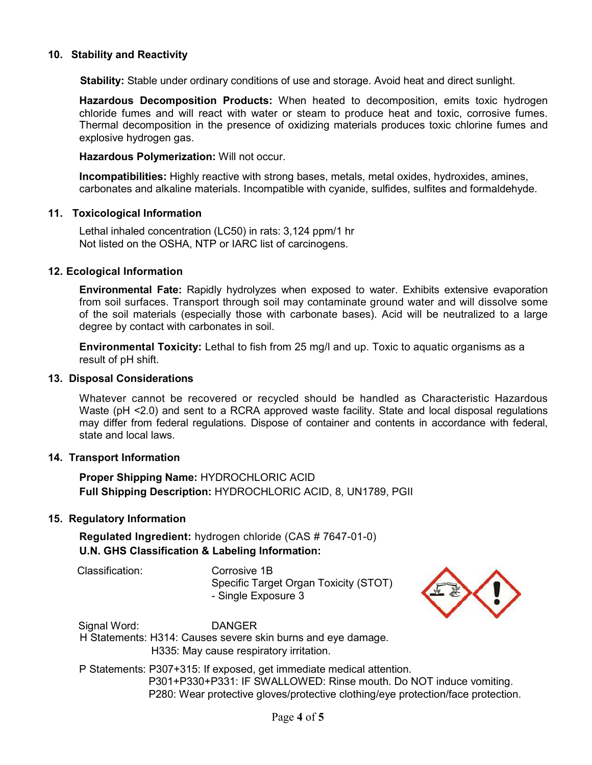## 10. Stability and Reactivity

**Stability:** Stable under ordinary conditions of use and storage. Avoid heat and direct sunlight.

**Hazardous Decomposition Products:** When heated to decomposition, emits toxic hydrogen chloride fumes and will react with water or steam to produce heat and toxic, corrosive fumes. Thermal decomposition in the presence of oxidizing materials produces toxic chlorine fumes and explosive hydrogen gas.

**Hazardous Polymerization:** Will not occur.

**Incompatibilities:** Highly reactive with strong bases, metals, metal oxides, hydroxides, amines, carbonates and alkaline materials. Incompatible with cyanide, sulfides, sulfites and formaldehyde.

## 11. Toxicological Information

Lethal inhaled concentration (LC50) in rats: 3,124 ppm/1 hr
Not listed on the OSHA, NTP or IARC list of carcinogens.

## 12. Ecological Information

**Environmental Fate:** Rapidly hydrolyzes when exposed to water. Exhibits extensive evaporation from soil surfaces. Transport through soil may contaminate ground water and will dissolve some of the soil materials (especially those with carbonate bases). Acid will be neutralized to a large degree by contact with carbonates in soil.

**Environmental Toxicity:** Lethal to fish from 25 mg/l and up. Toxic to aquatic organisms as a result of pH shift.

## 13. Disposal Considerations

Whatever cannot be recovered or recycled should be handled as Characteristic Hazardous Waste (pH <2.0) and sent to a RCRA approved waste facility. State and local disposal regulations may differ from federal regulations. Dispose of container and contents in accordance with federal, state and local laws.

## 14. Transport Information

**Proper Shipping Name:** HYDROCHLORIC ACID
**Full Shipping Description:** HYDROCHLORIC ACID, 8, UN1789, PGII

## 15. Regulatory Information

**Regulated Ingredient:** hydrogen chloride (CAS # 7647-01-0)
**U.N. GHS Classification & Labeling Information:**

Classification: Corrosive 1B
Specific Target Organ Toxicity (STOT)
- Single Exposure 3

Signal Word: DANGER

H Statements: H314: Causes severe skin burns and eye damage.
H335: May cause respiratory irritation.

P Statements: P307+315: If exposed, get immediate medical attention.
P301+P330+P331: IF SWALLOWED: Rinse mouth. Do NOT induce vomiting.
P280: Wear protective gloves/protective clothing/eye protection/face protection.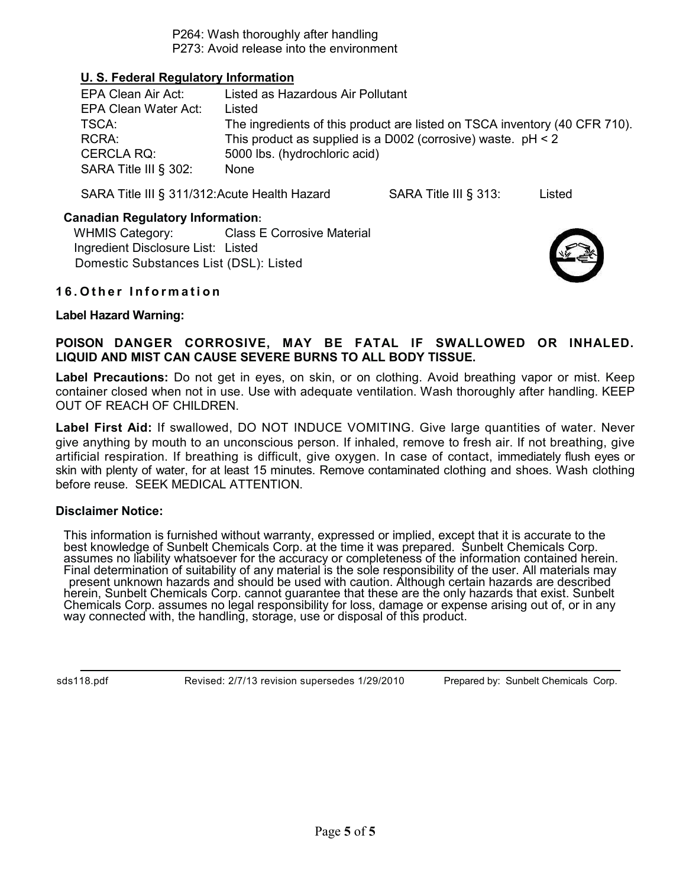P264: Wash thoroughly after handling
P273: Avoid release into the environment

## U. S. Federal Regulatory Information

| | |
|---|---|
| EPA Clean Air Act: | Listed as Hazardous Air Pollutant |
| EPA Clean Water Act: | Listed |
| TSCA: | The ingredients of this product are listed on TSCA inventory (40 CFR 710). |
| RCRA: | This product as supplied is a D002 (corrosive) waste. pH < 2 |
| CERCLA RQ: | 5000 lbs. (hydrochloric acid) |
| SARA Title III § 302: | None |

SARA Title III § 311/312: Acute Health Hazard SARA Title III § 313: Listed

### Canadian Regulatory Information:

WHMIS Category: Class E Corrosive Material
Ingredient Disclosure List: Listed
Domestic Substances List (DSL): Listed

## 16. Other Information

**Label Hazard Warning:**

**POISON DANGER CORROSIVE, MAY BE FATAL IF SWALLOWED OR INHALED. LIQUID AND MIST CAN CAUSE SEVERE BURNS TO ALL BODY TISSUE.**

**Label Precautions:** Do not get in eyes, on skin, or on clothing. Avoid breathing vapor or mist. Keep container closed when not in use. Use with adequate ventilation. Wash thoroughly after handling. KEEP OUT OF REACH OF CHILDREN.

**Label First Aid:** If swallowed, DO NOT INDUCE VOMITING. Give large quantities of water. Never give anything by mouth to an unconscious person. If inhaled, remove to fresh air. If not breathing, give artificial respiration. If breathing is difficult, give oxygen. In case of contact, immediately flush eyes or skin with plenty of water, for at least 15 minutes. Remove contaminated clothing and shoes. Wash clothing before reuse. SEEK MEDICAL ATTENTION.

**Disclaimer Notice:**

This information is furnished without warranty, expressed or implied, except that it is accurate to the best knowledge of Sunbelt Chemicals Corp. at the time it was prepared. Sunbelt Chemicals Corp. assumes no liability whatsoever for the accuracy or completeness of the information contained herein. Final determination of suitability of any material is the sole responsibility of the user. All materials may present unknown hazards and should be used with caution. Although certain hazards are described herein, Sunbelt Chemicals Corp. cannot guarantee that these are the only hazards that exist. Sunbelt Chemicals Corp. assumes no legal responsibility for loss, damage or expense arising out of, or in any way connected with, the handling, storage, use or disposal of this product.

sds118.pdf Revised: 2/7/13 revision supersedes 1/29/2010 Prepared by: Sunbelt Chemicals Corp.